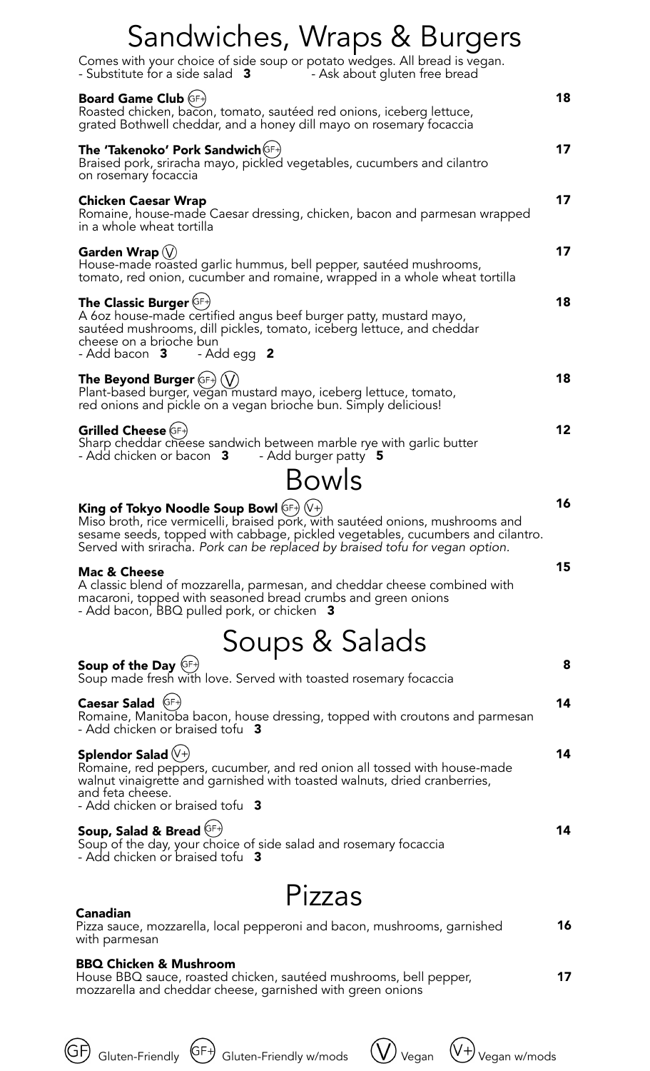# Sandwiches, Wraps & Burgers

Comes with your choice of side soup or potato wedges. All bread is vegan.
- Substitute for a side salad **3**
- Ask about gluten free bread

**Board Game Club** (GF+) — **18**
Roasted chicken, bacon, tomato, sautéed red onions, iceberg lettuce, grated Bothwell cheddar, and a honey dill mayo on rosemary focaccia

**The 'Takenoko' Pork Sandwich** (GF+) — **17**
Braised pork, sriracha mayo, pickled vegetables, cucumbers and cilantro on rosemary focaccia

**Chicken Caesar Wrap** — **17**
Romaine, house-made Caesar dressing, chicken, bacon and parmesan wrapped in a whole wheat tortilla

**Garden Wrap** (V) — **17**
House-made roasted garlic hummus, bell pepper, sautéed mushrooms, tomato, red onion, cucumber and romaine, wrapped in a whole wheat tortilla

**The Classic Burger** (GF+) — **18**
A 6oz house-made certified angus beef burger patty, mustard mayo, sautéed mushrooms, dill pickles, tomato, iceberg lettuce, and cheddar cheese on a brioche bun
- Add bacon **3**
- Add egg **2**

**The Beyond Burger** (GF+) (V) — **18**
Plant-based burger, vegan mustard mayo, iceberg lettuce, tomato, red onions and pickle on a vegan brioche bun. Simply delicious!

**Grilled Cheese** (GF+) — **12**
Sharp cheddar cheese sandwich between marble rye with garlic butter
- Add chicken or bacon **3**
- Add burger patty **5**

# Bowls

**King of Tokyo Noodle Soup Bowl** (GF+) (V+) — **16**
Miso broth, rice vermicelli, braised pork, with sautéed onions, mushrooms and sesame seeds, topped with cabbage, pickled vegetables, cucumbers and cilantro. Served with sriracha. *Pork can be replaced by braised tofu for vegan option.*

**Mac & Cheese** — **15**
A classic blend of mozzarella, parmesan, and cheddar cheese combined with macaroni, topped with seasoned bread crumbs and green onions
- Add bacon, BBQ pulled pork, or chicken **3**

# Soups & Salads

**Soup of the Day** (GF+) — **8**
Soup made fresh with love. Served with toasted rosemary focaccia

**Caesar Salad** (GF+) — **14**
Romaine, Manitoba bacon, house dressing, topped with croutons and parmesan
- Add chicken or braised tofu **3**

**Splendor Salad** (V+) — **14**
Romaine, red peppers, cucumber, and red onion all tossed with house-made walnut vinaigrette and garnished with toasted walnuts, dried cranberries, and feta cheese.
- Add chicken or braised tofu **3**

**Soup, Salad & Bread** (GF+) — **14**
Soup of the day, your choice of side salad and rosemary focaccia
- Add chicken or braised tofu **3**

# Pizzas

**Canadian** — **16**
Pizza sauce, mozzarella, local pepperoni and bacon, mushrooms, garnished with parmesan

**BBQ Chicken & Mushroom** — **17**
House BBQ sauce, roasted chicken, sautéed mushrooms, bell pepper, mozzarella and cheddar cheese, garnished with green onions

(GF) Gluten-Friendly (GF+) Gluten-Friendly w/mods (V) Vegan (V+) Vegan w/mods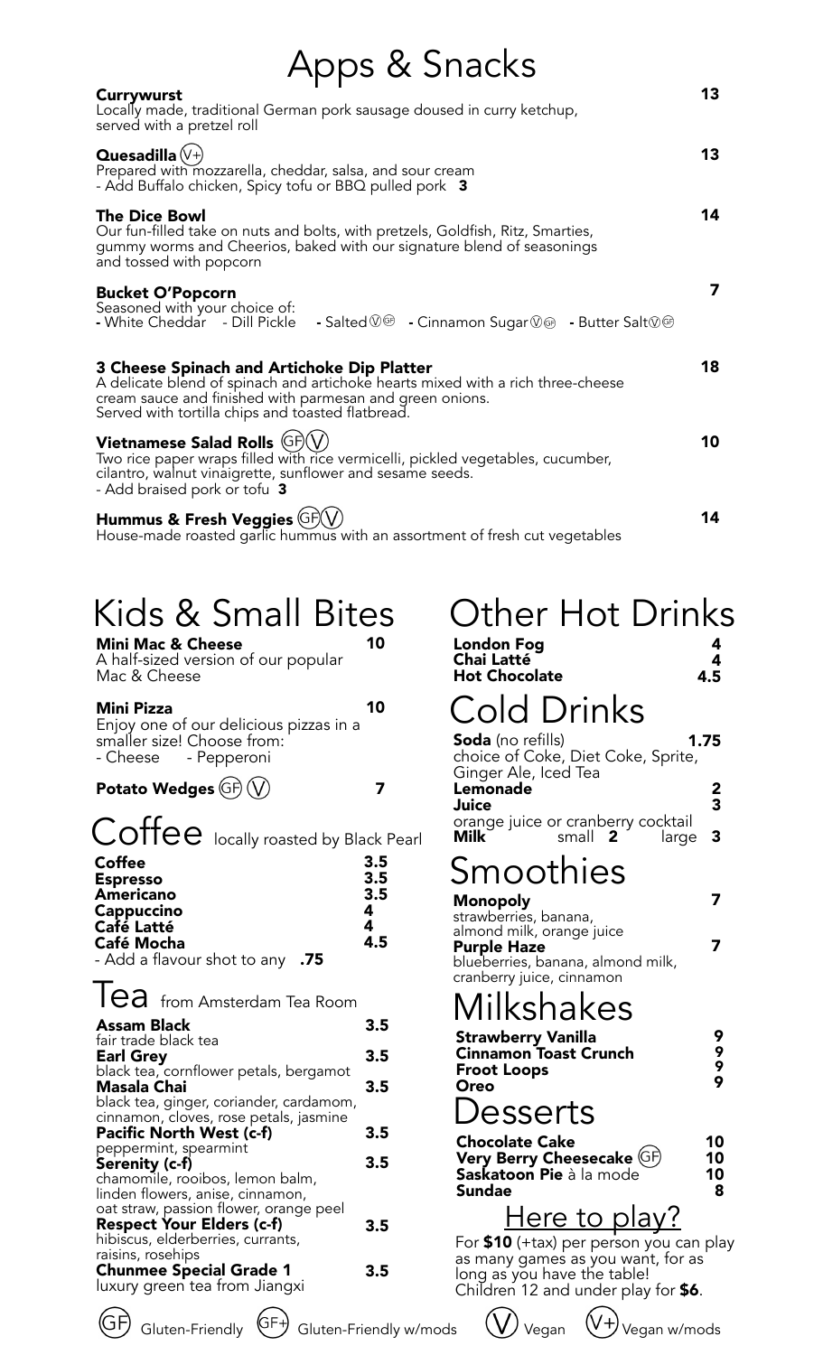# Apps & Snacks

**Currywurst** 13
Locally made, traditional German pork sausage doused in curry ketchup, served with a pretzel roll

**Quesadilla** (V+) 13
Prepared with mozzarella, cheddar, salsa, and sour cream
- Add Buffalo chicken, Spicy tofu or BBQ pulled pork **3**

**The Dice Bowl** 14
Our fun-filled take on nuts and bolts, with pretzels, Goldfish, Ritz, Smarties, gummy worms and Cheerios, baked with our signature blend of seasonings and tossed with popcorn

**Bucket O'Popcorn** 7
Seasoned with your choice of:
- White Cheddar - Dill Pickle - Salted (V)(GF) - Cinnamon Sugar (V)(GF) - Butter Salt (V)(GF)

**3 Cheese Spinach and Artichoke Dip Platter** 18
A delicate blend of spinach and artichoke hearts mixed with a rich three-cheese cream sauce and finished with parmesan and green onions.
Served with tortilla chips and toasted flatbread.

**Vietnamese Salad Rolls** (GF)(V) 10
Two rice paper wraps filled with rice vermicelli, pickled vegetables, cucumber, cilantro, walnut vinaigrette, sunflower and sesame seeds.
- Add braised pork or tofu **3**

**Hummus & Fresh Veggies** (GF)(V) 14
House-made roasted garlic hummus with an assortment of fresh cut vegetables

# Kids & Small Bites

**Mini Mac & Cheese** 10
A half-sized version of our popular Mac & Cheese

**Mini Pizza** 10
Enjoy one of our delicious pizzas in a smaller size! Choose from:
- Cheese - Pepperoni

**Potato Wedges** (GF) (V) 7

# Coffee locally roasted by Black Pearl

| | |
|---|---|
| **Coffee** | 3.5 |
| **Espresso** | 3.5 |
| **Americano** | 3.5 |
| **Cappuccino** | 4 |
| **Café Latté** | 4 |
| **Café Mocha** | 4.5 |

- Add a flavour shot to any **.75**

# Tea from Amsterdam Tea Room

**Assam Black** 3.5
fair trade black tea

**Earl Grey** 3.5
black tea, cornflower petals, bergamot

**Masala Chai** 3.5
black tea, ginger, coriander, cardamom, cinnamon, cloves, rose petals, jasmine

**Pacific North West (c-f)** 3.5
peppermint, spearmint

**Serenity (c-f)** 3.5
chamomile, rooibos, lemon balm, linden flowers, anise, cinnamon, oat straw, passion flower, orange peel

**Respect Your Elders (c-f)** 3.5
hibiscus, elderberries, currants, raisins, rosehips

**Chunmee Special Grade 1** 3.5
luxury green tea from Jiangxi

# Other Hot Drinks

| | |
|---|---|
| **London Fog** | 4 |
| **Chai Latté** | 4 |
| **Hot Chocolate** | 4.5 |

# Cold Drinks

**Soda** (no refills) 1.75
choice of Coke, Diet Coke, Sprite, Ginger Ale, Iced Tea

**Lemonade** 2

**Juice** 3
orange juice or cranberry cocktail

**Milk** small **2** large **3**

# Smoothies

**Monopoly** 7
strawberries, banana, almond milk, orange juice

**Purple Haze** 7
blueberries, banana, almond milk, cranberry juice, cinnamon

# Milkshakes

| | |
|---|---|
| **Strawberry Vanilla** | 9 |
| **Cinnamon Toast Crunch** | 9 |
| **Froot Loops** | 9 |
| **Oreo** | 9 |

# Desserts

| | |
|---|---|
| **Chocolate Cake** | 10 |
| **Very Berry Cheesecake** (GF) | 10 |
| **Saskatoon Pie** à la mode | 10 |
| **Sundae** | 8 |

## Here to play?

For **$10** (+tax) per person you can play as many games as you want, for as long as you have the table!
Children 12 and under play for **$6**.

(GF) Gluten-Friendly (GF+) Gluten-Friendly w/mods (V) Vegan (V+) Vegan w/mods